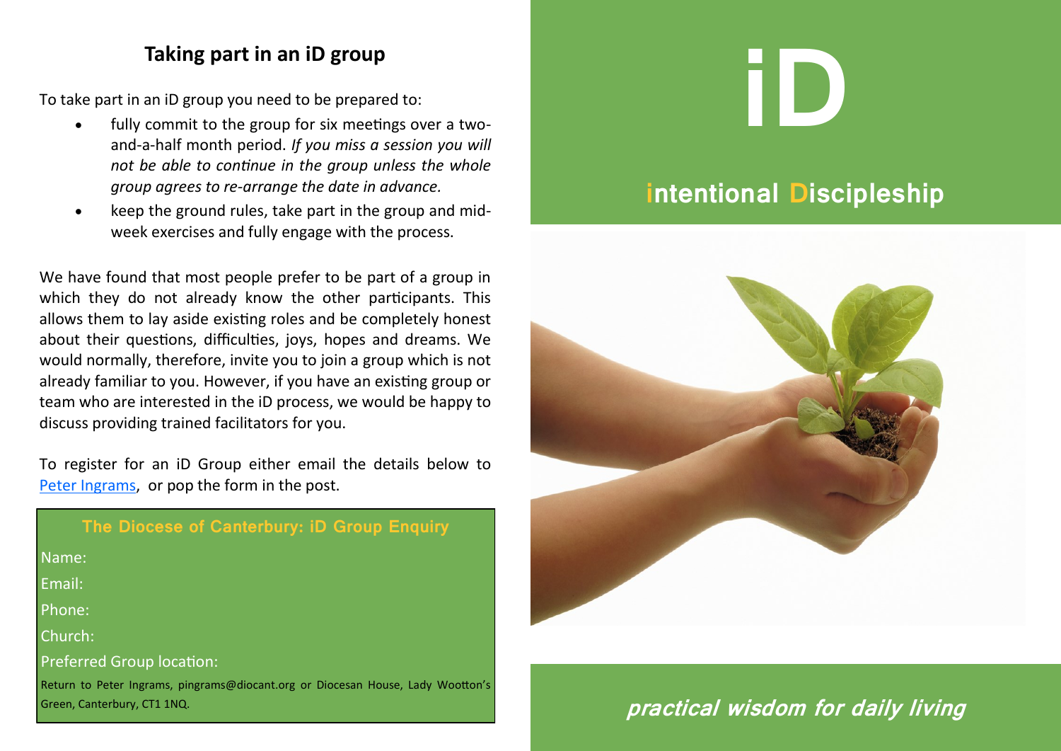## Taking part in an iD group

To take part in an iD group you need to be prepared to:

- fully commit to the group for six meetings over a two-and-a-half month period. *If you miss a session you will not be able to continue in the group unless the whole group agrees to re-arrange the date in advance.*
- keep the ground rules, take part in the group and mid-week exercises and fully engage with the process.

We have found that most people prefer to be part of a group in which they do not already know the other participants. This allows them to lay aside existing roles and be completely honest about their questions, difficulties, joys, hopes and dreams. We would normally, therefore, invite you to join a group which is not already familiar to you. However, if you have an existing group or team who are interested in the iD process, we would be happy to discuss providing trained facilitators for you.

To register for an iD Group either email the details below to Peter Ingrams, or pop the form in the post.

**The Diocese of Canterbury: iD Group Enquiry**

Name:

Email:

Phone:

Church:

Preferred Group location:

Return to Peter Ingrams, pingrams@diocant.org or Diocesan House, Lady Wootton's Green, Canterbury, CT1 1NQ.

# iD

## intentional Discipleship

***practical wisdom for daily living***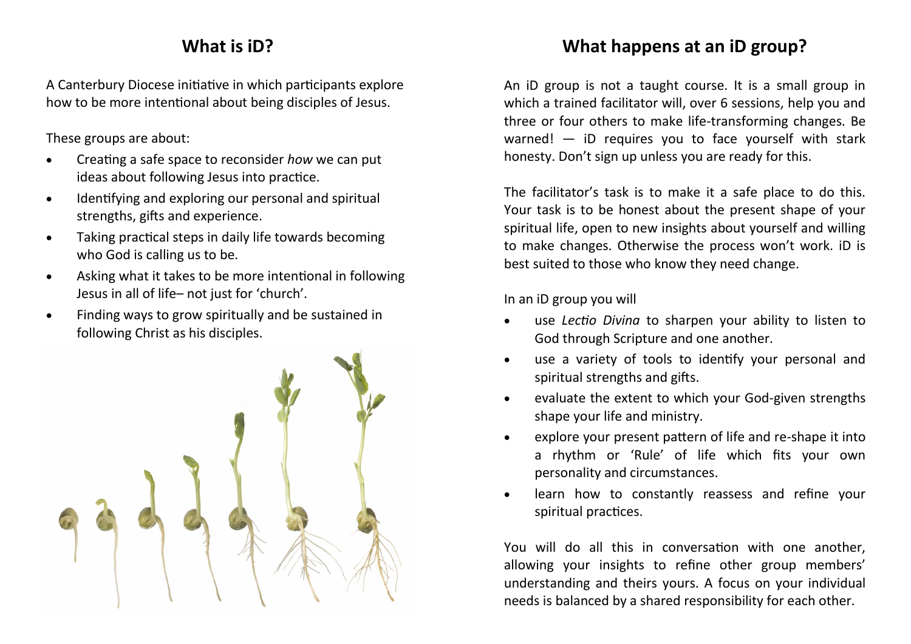## What is iD?

A Canterbury Diocese initiative in which participants explore how to be more intentional about being disciples of Jesus.

These groups are about:

- Creating a safe space to reconsider *how* we can put ideas about following Jesus into practice.
- Identifying and exploring our personal and spiritual strengths, gifts and experience.
- Taking practical steps in daily life towards becoming who God is calling us to be.
- Asking what it takes to be more intentional in following Jesus in all of life– not just for 'church'.
- Finding ways to grow spiritually and be sustained in following Christ as his disciples.

## What happens at an iD group?

An iD group is not a taught course. It is a small group in which a trained facilitator will, over 6 sessions, help you and three or four others to make life-transforming changes. Be warned! — iD requires you to face yourself with stark honesty. Don't sign up unless you are ready for this.

The facilitator's task is to make it a safe place to do this. Your task is to be honest about the present shape of your spiritual life, open to new insights about yourself and willing to make changes. Otherwise the process won't work. iD is best suited to those who know they need change.

In an iD group you will

- use *Lectio Divina* to sharpen your ability to listen to God through Scripture and one another.
- use a variety of tools to identify your personal and spiritual strengths and gifts.
- evaluate the extent to which your God-given strengths shape your life and ministry.
- explore your present pattern of life and re-shape it into a rhythm or 'Rule' of life which fits your own personality and circumstances.
- learn how to constantly reassess and refine your spiritual practices.

You will do all this in conversation with one another, allowing your insights to refine other group members' understanding and theirs yours. A focus on your individual needs is balanced by a shared responsibility for each other.